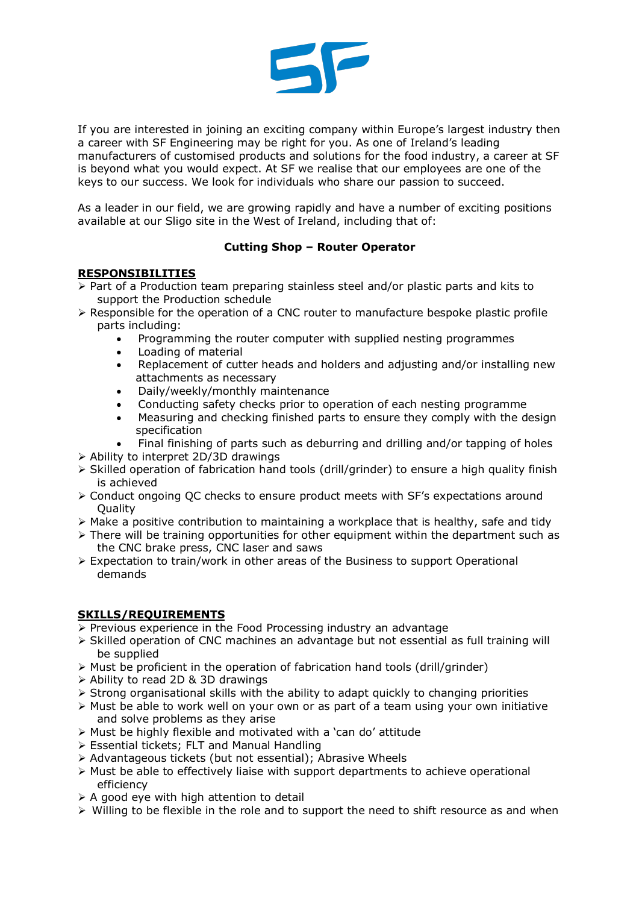If you are interested in joining an exciting company within Europe's largest industry then a career with SF Engineering may be right for you. As one of Ireland's leading manufacturers of customised products and solutions for the food industry, a career at SF is beyond what you would expect. At SF we realise that our employees are one of the keys to our success. We look for individuals who share our passion to succeed.

As a leader in our field, we are growing rapidly and have a number of exciting positions available at our Sligo site in the West of Ireland, including that of:

**Cutting Shop – Router Operator**

**RESPONSIBILITIES**

- Part of a Production team preparing stainless steel and/or plastic parts and kits to support the Production schedule
- Responsible for the operation of a CNC router to manufacture bespoke plastic profile parts including:
    - Programming the router computer with supplied nesting programmes
    - Loading of material
    - Replacement of cutter heads and holders and adjusting and/or installing new attachments as necessary
    - Daily/weekly/monthly maintenance
    - Conducting safety checks prior to operation of each nesting programme
    - Measuring and checking finished parts to ensure they comply with the design specification
    - Final finishing of parts such as deburring and drilling and/or tapping of holes
- Ability to interpret 2D/3D drawings
- Skilled operation of fabrication hand tools (drill/grinder) to ensure a high quality finish is achieved
- Conduct ongoing QC checks to ensure product meets with SF's expectations around Quality
- Make a positive contribution to maintaining a workplace that is healthy, safe and tidy
- There will be training opportunities for other equipment within the department such as the CNC brake press, CNC laser and saws
- Expectation to train/work in other areas of the Business to support Operational demands

**SKILLS/REQUIREMENTS**

- Previous experience in the Food Processing industry an advantage
- Skilled operation of CNC machines an advantage but not essential as full training will be supplied
- Must be proficient in the operation of fabrication hand tools (drill/grinder)
- Ability to read 2D & 3D drawings
- Strong organisational skills with the ability to adapt quickly to changing priorities
- Must be able to work well on your own or as part of a team using your own initiative and solve problems as they arise
- Must be highly flexible and motivated with a 'can do' attitude
- Essential tickets; FLT and Manual Handling
- Advantageous tickets (but not essential); Abrasive Wheels
- Must be able to effectively liaise with support departments to achieve operational efficiency
- A good eye with high attention to detail
- Willing to be flexible in the role and to support the need to shift resource as and when